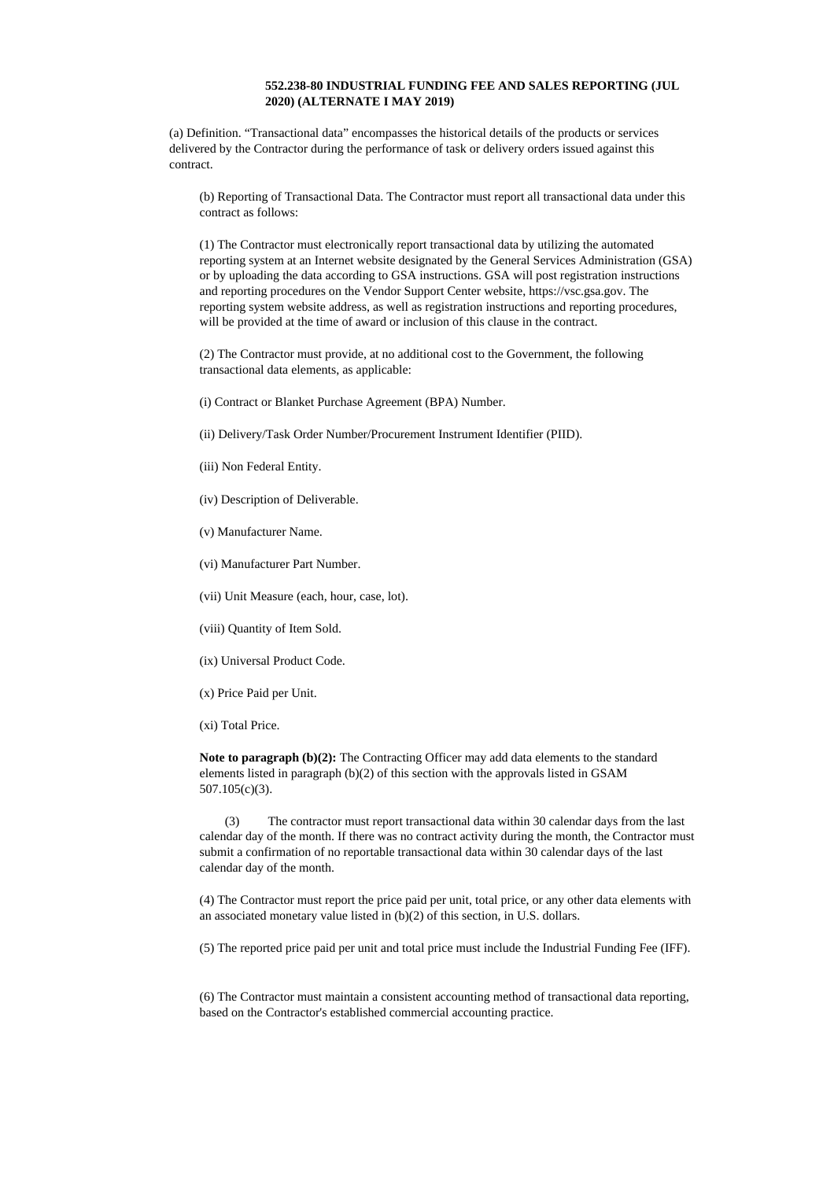**552.238-80 INDUSTRIAL FUNDING FEE AND SALES REPORTING (JUL 2020) (ALTERNATE I MAY 2019)**

(a) Definition. “Transactional data” encompasses the historical details of the products or services delivered by the Contractor during the performance of task or delivery orders issued against this contract.

(b) Reporting of Transactional Data. The Contractor must report all transactional data under this contract as follows:

(1) The Contractor must electronically report transactional data by utilizing the automated reporting system at an Internet website designated by the General Services Administration (GSA) or by uploading the data according to GSA instructions. GSA will post registration instructions and reporting procedures on the Vendor Support Center website, https://vsc.gsa.gov. The reporting system website address, as well as registration instructions and reporting procedures, will be provided at the time of award or inclusion of this clause in the contract.

(2) The Contractor must provide, at no additional cost to the Government, the following transactional data elements, as applicable:

(i) Contract or Blanket Purchase Agreement (BPA) Number.

(ii) Delivery/Task Order Number/Procurement Instrument Identifier (PIID).

(iii) Non Federal Entity.

(iv) Description of Deliverable.

(v) Manufacturer Name.

(vi) Manufacturer Part Number.

(vii) Unit Measure (each, hour, case, lot).

(viii) Quantity of Item Sold.

(ix) Universal Product Code.

(x) Price Paid per Unit.

(xi) Total Price.

**Note to paragraph (b)(2):** The Contracting Officer may add data elements to the standard elements listed in paragraph (b)(2) of this section with the approvals listed in GSAM 507.105(c)(3).

(3) The contractor must report transactional data within 30 calendar days from the last calendar day of the month. If there was no contract activity during the month, the Contractor must submit a confirmation of no reportable transactional data within 30 calendar days of the last calendar day of the month.

(4) The Contractor must report the price paid per unit, total price, or any other data elements with an associated monetary value listed in (b)(2) of this section, in U.S. dollars.

(5) The reported price paid per unit and total price must include the Industrial Funding Fee (IFF).

(6) The Contractor must maintain a consistent accounting method of transactional data reporting, based on the Contractor's established commercial accounting practice.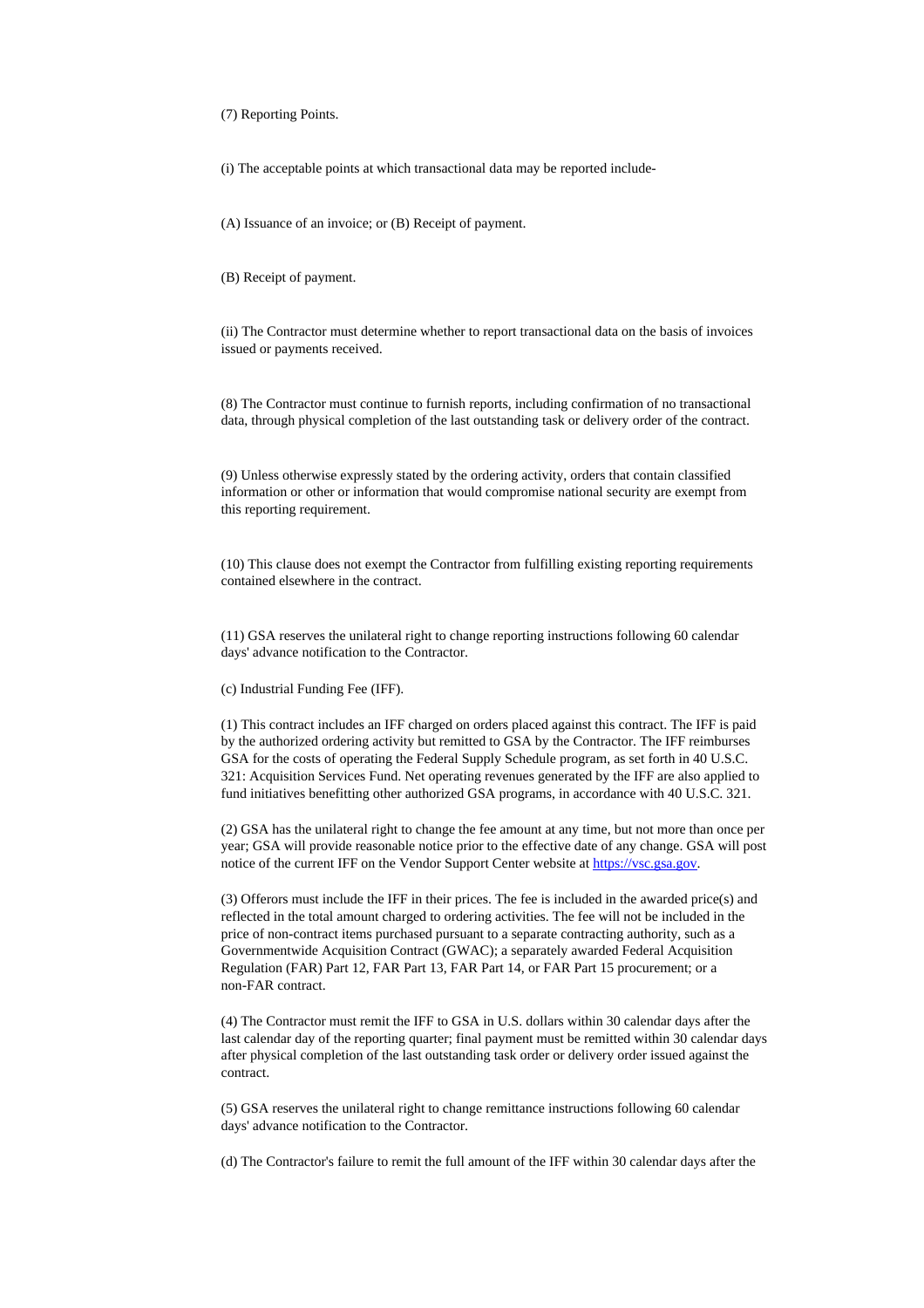(7) Reporting Points.

(i) The acceptable points at which transactional data may be reported include-

(A) Issuance of an invoice; or (B) Receipt of payment.

(B) Receipt of payment.

(ii) The Contractor must determine whether to report transactional data on the basis of invoices issued or payments received.

(8) The Contractor must continue to furnish reports, including confirmation of no transactional data, through physical completion of the last outstanding task or delivery order of the contract.

(9) Unless otherwise expressly stated by the ordering activity, orders that contain classified information or other or information that would compromise national security are exempt from this reporting requirement.

(10) This clause does not exempt the Contractor from fulfilling existing reporting requirements contained elsewhere in the contract.

(11) GSA reserves the unilateral right to change reporting instructions following 60 calendar days' advance notification to the Contractor.

(c) Industrial Funding Fee (IFF).

(1) This contract includes an IFF charged on orders placed against this contract. The IFF is paid by the authorized ordering activity but remitted to GSA by the Contractor. The IFF reimburses GSA for the costs of operating the Federal Supply Schedule program, as set forth in 40 U.S.C. 321: Acquisition Services Fund. Net operating revenues generated by the IFF are also applied to fund initiatives benefitting other authorized GSA programs, in accordance with 40 U.S.C. 321.

(2) GSA has the unilateral right to change the fee amount at any time, but not more than once per year; GSA will provide reasonable notice prior to the effective date of any change. GSA will post notice of the current IFF on the Vendor Support Center website at [https://vsc.gsa.gov](https://vsc.gsa.gov).

(3) Offerors must include the IFF in their prices. The fee is included in the awarded price(s) and reflected in the total amount charged to ordering activities. The fee will not be included in the price of non-contract items purchased pursuant to a separate contracting authority, such as a Governmentwide Acquisition Contract (GWAC); a separately awarded Federal Acquisition Regulation (FAR) Part 12, FAR Part 13, FAR Part 14, or FAR Part 15 procurement; or a non-FAR contract.

(4) The Contractor must remit the IFF to GSA in U.S. dollars within 30 calendar days after the last calendar day of the reporting quarter; final payment must be remitted within 30 calendar days after physical completion of the last outstanding task order or delivery order issued against the contract.

(5) GSA reserves the unilateral right to change remittance instructions following 60 calendar days' advance notification to the Contractor.

(d) The Contractor's failure to remit the full amount of the IFF within 30 calendar days after the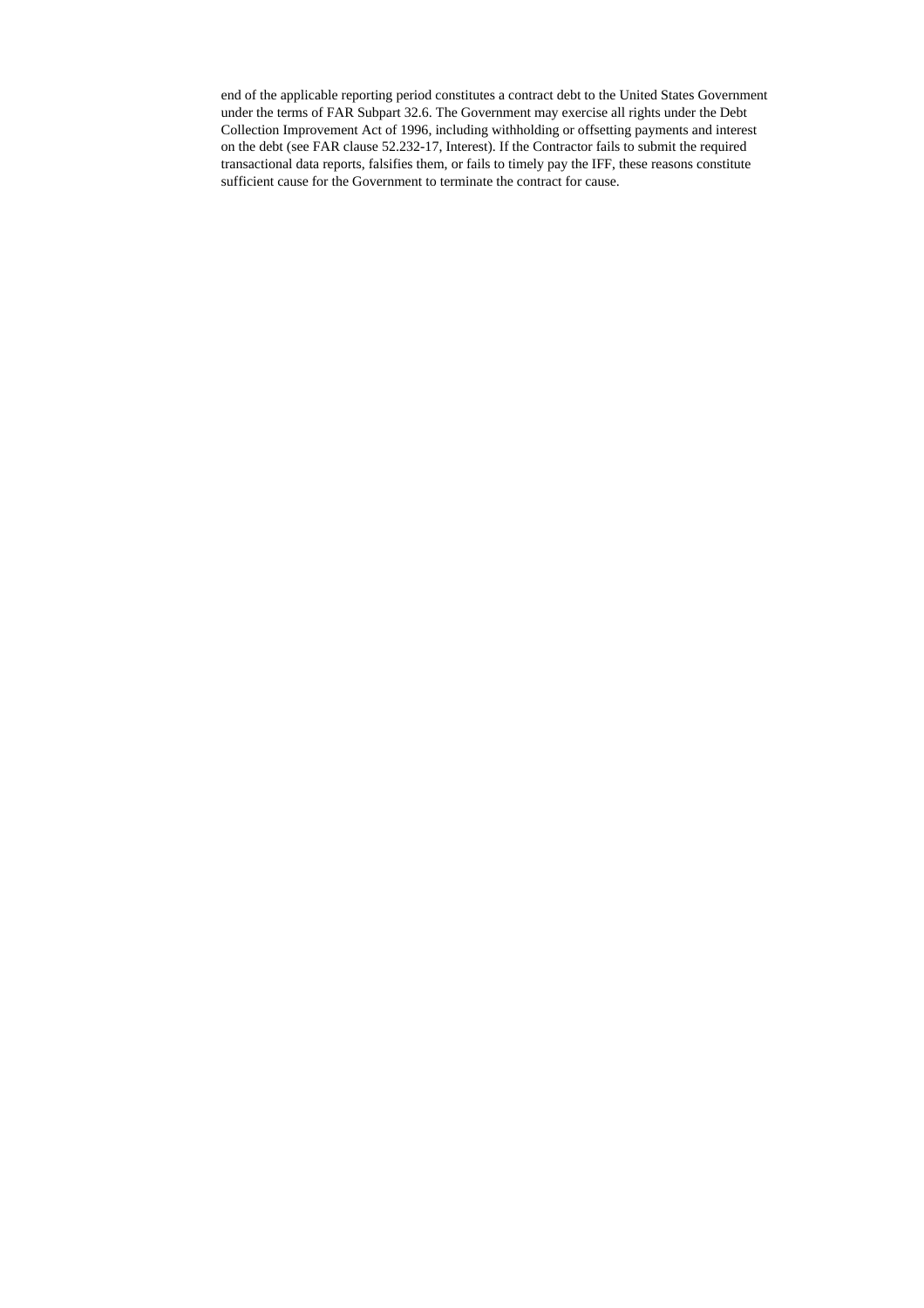end of the applicable reporting period constitutes a contract debt to the United States Government under the terms of FAR Subpart 32.6. The Government may exercise all rights under the Debt Collection Improvement Act of 1996, including withholding or offsetting payments and interest on the debt (see FAR clause 52.232-17, Interest). If the Contractor fails to submit the required transactional data reports, falsifies them, or fails to timely pay the IFF, these reasons constitute sufficient cause for the Government to terminate the contract for cause.